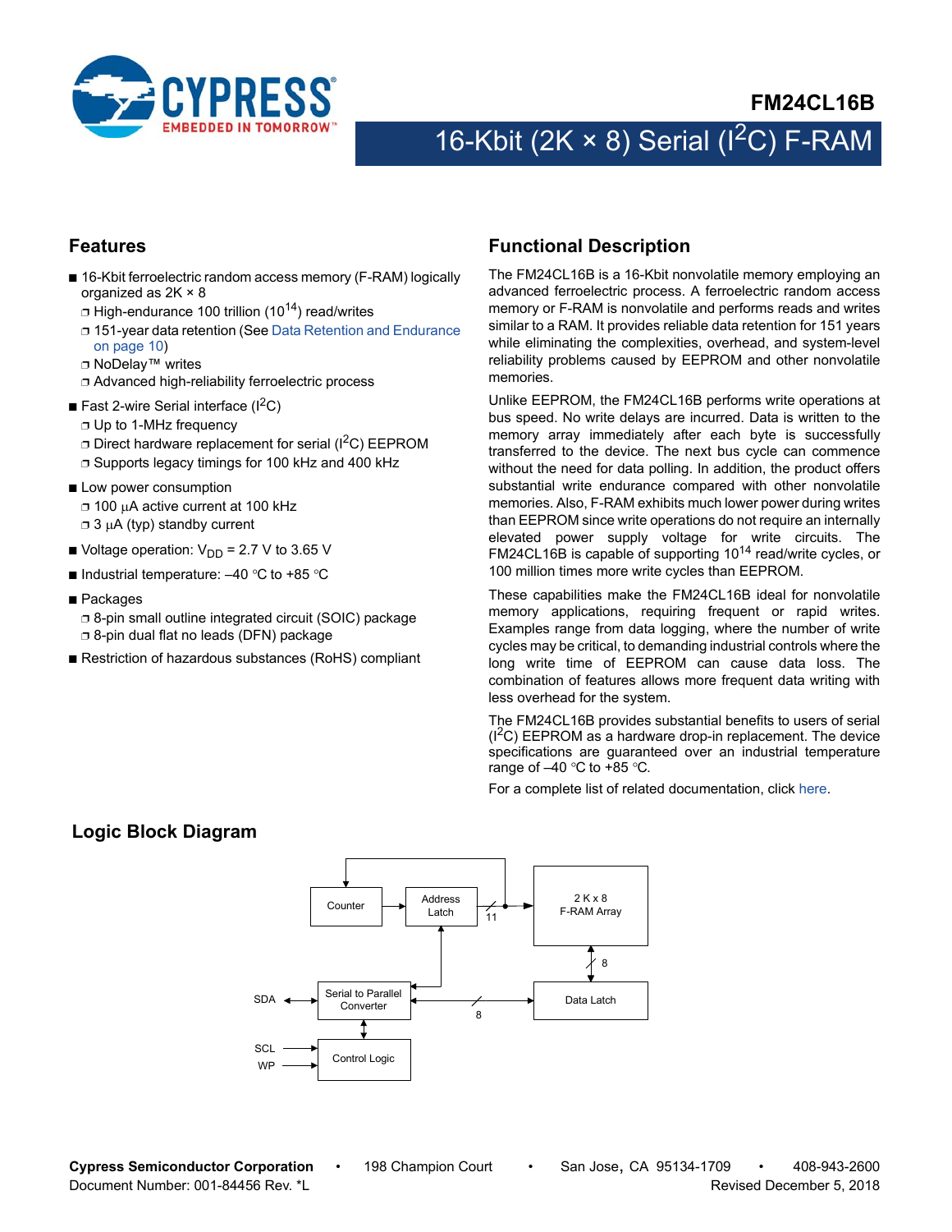# FM24CL16B

## 16-Kbit (2K × 8) Serial ($I^2C$) F-RAM

## Features

- 16-Kbit ferroelectric random access memory (F-RAM) logically organized as 2K × 8
  - High-endurance 100 trillion ($10^{14}$) read/writes
  - 151-year data retention (See Data Retention and Endurance on page 10)
  - NoDelay™ writes
  - Advanced high-reliability ferroelectric process
- Fast 2-wire Serial interface ($I^2C$)
  - Up to 1-MHz frequency
  - Direct hardware replacement for serial ($I^2C$) EEPROM
  - Supports legacy timings for 100 kHz and 400 kHz
- Low power consumption
  - 100 µA active current at 100 kHz
  - 3 µA (typ) standby current
- Voltage operation: $V_{DD}$ = 2.7 V to 3.65 V
- Industrial temperature: –40 °C to +85 °C
- Packages
  - 8-pin small outline integrated circuit (SOIC) package
  - 8-pin dual flat no leads (DFN) package
- Restriction of hazardous substances (RoHS) compliant

## Functional Description

The FM24CL16B is a 16-Kbit nonvolatile memory employing an advanced ferroelectric process. A ferroelectric random access memory or F-RAM is nonvolatile and performs reads and writes similar to a RAM. It provides reliable data retention for 151 years while eliminating the complexities, overhead, and system-level reliability problems caused by EEPROM and other nonvolatile memories.

Unlike EEPROM, the FM24CL16B performs write operations at bus speed. No write delays are incurred. Data is written to the memory array immediately after each byte is successfully transferred to the device. The next bus cycle can commence without the need for data polling. In addition, the product offers substantial write endurance compared with other nonvolatile memories. Also, F-RAM exhibits much lower power during writes than EEPROM since write operations do not require an internally elevated power supply voltage for write circuits. The FM24CL16B is capable of supporting $10^{14}$ read/write cycles, or 100 million times more write cycles than EEPROM.

These capabilities make the FM24CL16B ideal for nonvolatile memory applications, requiring frequent or rapid writes. Examples range from data logging, where the number of write cycles may be critical, to demanding industrial controls where the long write time of EEPROM can cause data loss. The combination of features allows more frequent data writing with less overhead for the system.

The FM24CL16B provides substantial benefits to users of serial ($I^2C$) EEPROM as a hardware drop-in replacement. The device specifications are guaranteed over an industrial temperature range of –40 °C to +85 °C.

For a complete list of related documentation, click here.

## Logic Block Diagram

Counter

Address Latch

11

2 K x 8
F-RAM Array

8

SDA

Serial to Parallel Converter

8

Data Latch

SCL

WP

Control Logic

**Cypress Semiconductor Corporation** • 198 Champion Court • San Jose, CA 95134-1709 • 408-943-2600
Document Number: 001-84456 Rev. *L Revised December 5, 2018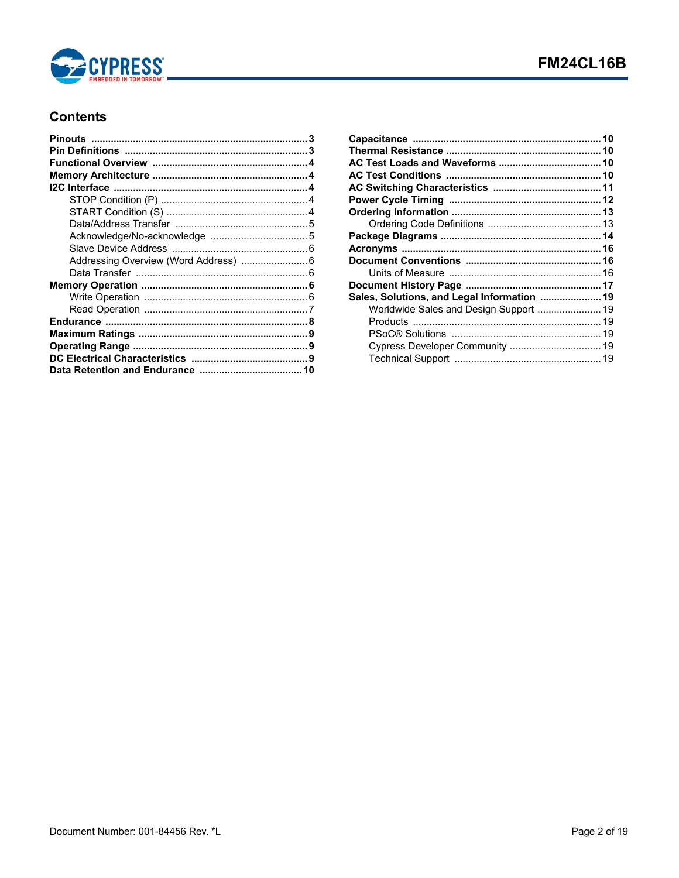## Contents

- **Pinouts** .......... 3
- **Pin Definitions** .......... 3
- **Functional Overview** .......... 4
- **Memory Architecture** .......... 4
- **I2C Interface** .......... 4
  - STOP Condition (P) .......... 4
  - START Condition (S) .......... 4
  - Data/Address Transfer .......... 5
  - Acknowledge/No-acknowledge .......... 5
  - Slave Device Address .......... 6
  - Addressing Overview (Word Address) .......... 6
  - Data Transfer .......... 6
- **Memory Operation** .......... 6
  - Write Operation .......... 6
  - Read Operation .......... 7
- **Endurance** .......... 8
- **Maximum Ratings** .......... 9
- **Operating Range** .......... 9
- **DC Electrical Characteristics** .......... 9
- **Data Retention and Endurance** .......... 10
- **Capacitance** .......... 10
- **Thermal Resistance** .......... 10
- **AC Test Loads and Waveforms** .......... 10
- **AC Test Conditions** .......... 10
- **AC Switching Characteristics** .......... 11
- **Power Cycle Timing** .......... 12
- **Ordering Information** .......... 13
  - Ordering Code Definitions .......... 13
- **Package Diagrams** .......... 14
- **Acronyms** .......... 16
- **Document Conventions** .......... 16
  - Units of Measure .......... 16
- **Document History Page** .......... 17
- **Sales, Solutions, and Legal Information** .......... 19
  - Worldwide Sales and Design Support .......... 19
  - Products .......... 19
  - PSoC® Solutions .......... 19
  - Cypress Developer Community .......... 19
  - Technical Support .......... 19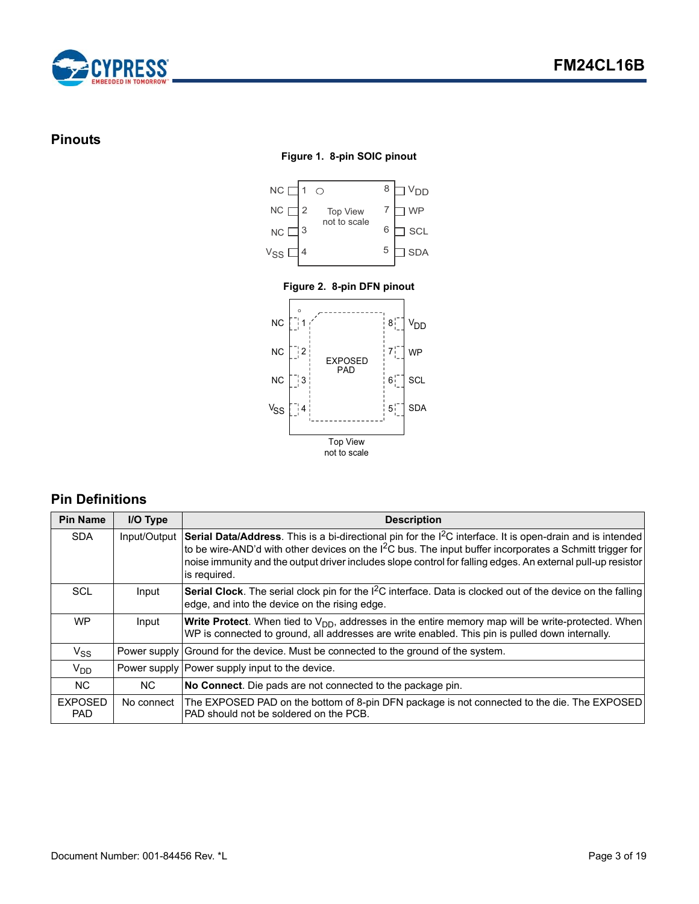## Pinouts

**Figure 1. 8-pin SOIC pinout**

NC 1
NC 2
NC 3
$V_{SS}$ 4
8 $V_{DD}$
7 WP
6 SCL
5 SDA
Top View
not to scale

**Figure 2. 8-pin DFN pinout**

NC 1
NC 2
NC 3
$V_{SS}$ 4
8 $V_{DD}$
7 WP
6 SCL
5 SDA
EXPOSED PAD
Top View
not to scale

## Pin Definitions

| Pin Name | I/O Type | Description |
|---|---|---|
| SDA | Input/Output | **Serial Data/Address**. This is a bi-directional pin for the $I^2C$ interface. It is open-drain and is intended to be wire-AND'd with other devices on the $I^2C$ bus. The input buffer incorporates a Schmitt trigger for noise immunity and the output driver includes slope control for falling edges. An external pull-up resistor is required. |
| SCL | Input | **Serial Clock**. The serial clock pin for the $I^2C$ interface. Data is clocked out of the device on the falling edge, and into the device on the rising edge. |
| WP | Input | **Write Protect**. When tied to $V_{DD}$, addresses in the entire memory map will be write-protected. When WP is connected to ground, all addresses are write enabled. This pin is pulled down internally. |
| $V_{SS}$ | Power supply | Ground for the device. Must be connected to the ground of the system. |
| $V_{DD}$ | Power supply | Power supply input to the device. |
| NC | NC | **No Connect**. Die pads are not connected to the package pin. |
| EXPOSED PAD | No connect | The EXPOSED PAD on the bottom of 8-pin DFN package is not connected to the die. The EXPOSED PAD should not be soldered on the PCB. |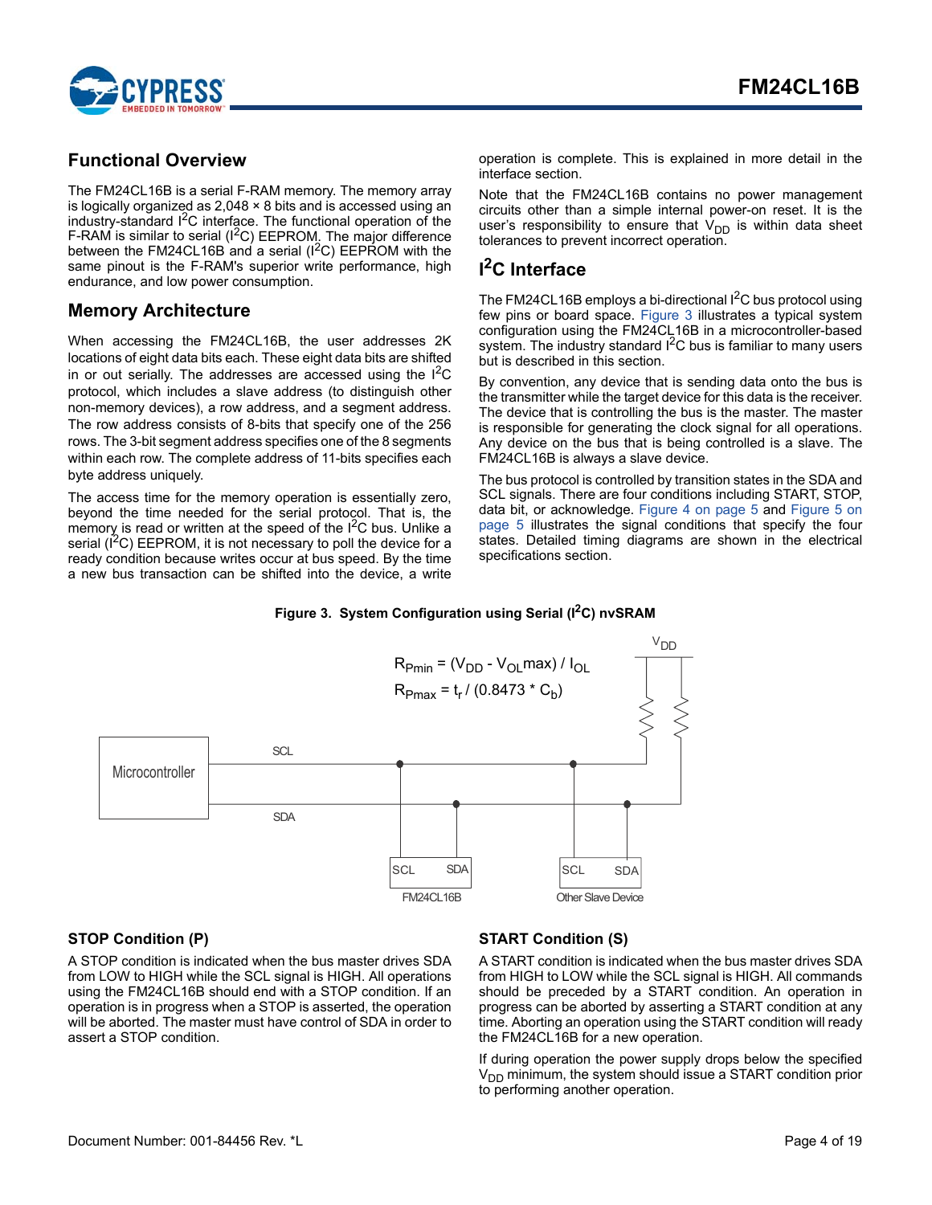## Functional Overview

The FM24CL16B is a serial F-RAM memory. The memory array is logically organized as 2,048 × 8 bits and is accessed using an industry-standard $I^2C$ interface. The functional operation of the F-RAM is similar to serial ($I^2C$) EEPROM. The major difference between the FM24CL16B and a serial ($I^2C$) EEPROM with the same pinout is the F-RAM's superior write performance, high endurance, and low power consumption.

## Memory Architecture

When accessing the FM24CL16B, the user addresses 2K locations of eight data bits each. These eight data bits are shifted in or out serially. The addresses are accessed using the $I^2C$ protocol, which includes a slave address (to distinguish other non-memory devices), a row address, and a segment address. The row address consists of 8-bits that specify one of the 256 rows. The 3-bit segment address specifies one of the 8 segments within each row. The complete address of 11-bits specifies each byte address uniquely.

The access time for the memory operation is essentially zero, beyond the time needed for the serial protocol. That is, the memory is read or written at the speed of the $I^2C$ bus. Unlike a serial ($I^2C$) EEPROM, it is not necessary to poll the device for a ready condition because writes occur at bus speed. By the time a new bus transaction can be shifted into the device, a write operation is complete. This is explained in more detail in the interface section.

Note that the FM24CL16B contains no power management circuits other than a simple internal power-on reset. It is the user's responsibility to ensure that $V_{DD}$ is within data sheet tolerances to prevent incorrect operation.

## $I^2C$ Interface

The FM24CL16B employs a bi-directional $I^2C$ bus protocol using few pins or board space. Figure 3 illustrates a typical system configuration using the FM24CL16B in a microcontroller-based system. The industry standard $I^2C$ bus is familiar to many users but is described in this section.

By convention, any device that is sending data onto the bus is the transmitter while the target device for this data is the receiver. The device that is controlling the bus is the master. The master is responsible for generating the clock signal for all operations. Any device on the bus that is being controlled is a slave. The FM24CL16B is always a slave device.

The bus protocol is controlled by transition states in the SDA and SCL signals. There are four conditions including START, STOP, data bit, or acknowledge. Figure 4 on page 5 and Figure 5 on page 5 illustrates the signal conditions that specify the four states. Detailed timing diagrams are shown in the electrical specifications section.

**Figure 3. System Configuration using Serial ($I^2C$) nvSRAM**

$V_{DD}$

$R_{Pmin} = (V_{DD} - V_{OL}max) / I_{OL}$

$R_{Pmax} = t_r / (0.8473 * C_b)$

Microcontroller

SCL

SDA

SCL SDA

FM24CL16B

SCL SDA

Other Slave Device

### STOP Condition (P)

A STOP condition is indicated when the bus master drives SDA from LOW to HIGH while the SCL signal is HIGH. All operations using the FM24CL16B should end with a STOP condition. If an operation is in progress when a STOP is asserted, the operation will be aborted. The master must have control of SDA in order to assert a STOP condition.

### START Condition (S)

A START condition is indicated when the bus master drives SDA from HIGH to LOW while the SCL signal is HIGH. All commands should be preceded by a START condition. An operation in progress can be aborted by asserting a START condition at any time. Aborting an operation using the START condition will ready the FM24CL16B for a new operation.

If during operation the power supply drops below the specified $V_{DD}$ minimum, the system should issue a START condition prior to performing another operation.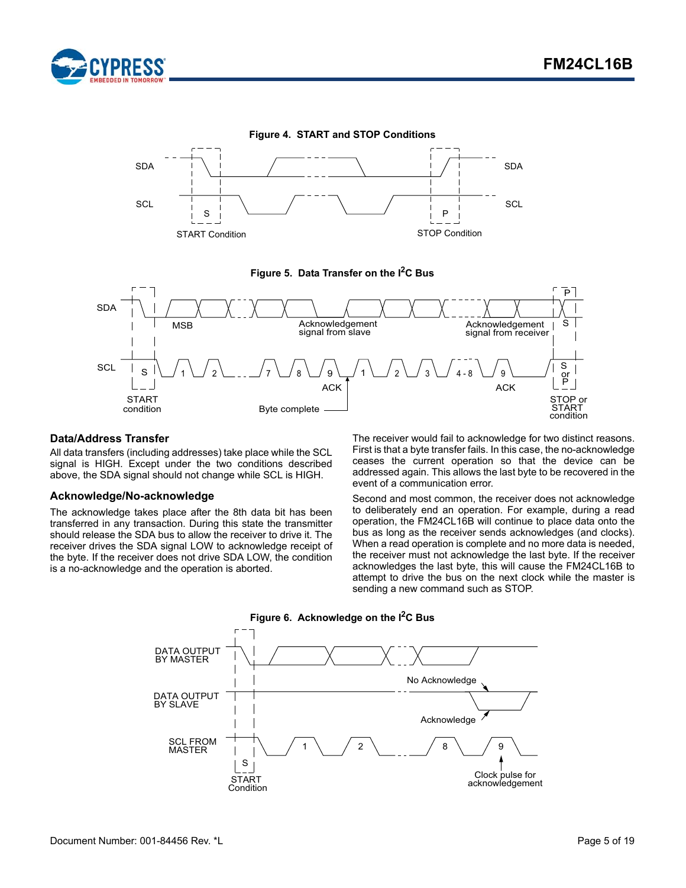**Figure 4. START and STOP Conditions**

SDA
SCL
S
START Condition
SDA
SCL
P
STOP Condition

**Figure 5. Data Transfer on the I²C Bus**

SDA
MSB
Acknowledgement signal from slave
Acknowledgement signal from receiver
P
S
SCL
S
1 2 7 8 9 1 2 3 4 - 8 9
ACK
ACK
S or P
START condition
Byte complete
STOP or START condition

## Data/Address Transfer

All data transfers (including addresses) take place while the SCL signal is HIGH. Except under the two conditions described above, the SDA signal should not change while SCL is HIGH.

### Acknowledge/No-acknowledge

The acknowledge takes place after the 8th data bit has been transferred in any transaction. During this state the transmitter should release the SDA bus to allow the receiver to drive it. The receiver drives the SDA signal LOW to acknowledge receipt of the byte. If the receiver does not drive SDA LOW, the condition is a no-acknowledge and the operation is aborted.

The receiver would fail to acknowledge for two distinct reasons. First is that a byte transfer fails. In this case, the no-acknowledge ceases the current operation so that the device can be addressed again. This allows the last byte to be recovered in the event of a communication error.

Second and most common, the receiver does not acknowledge to deliberately end an operation. For example, during a read operation, the FM24CL16B will continue to place data onto the bus as long as the receiver sends acknowledges (and clocks). When a read operation is complete and no more data is needed, the receiver must not acknowledge the last byte. If the receiver acknowledges the last byte, this will cause the FM24CL16B to attempt to drive the bus on the next clock while the master is sending a new command such as STOP.

**Figure 6. Acknowledge on the I²C Bus**

DATA OUTPUT BY MASTER
DATA OUTPUT BY SLAVE
No Acknowledge
Acknowledge
SCL FROM MASTER
1 2 8 9
S
START Condition
Clock pulse for acknowledgement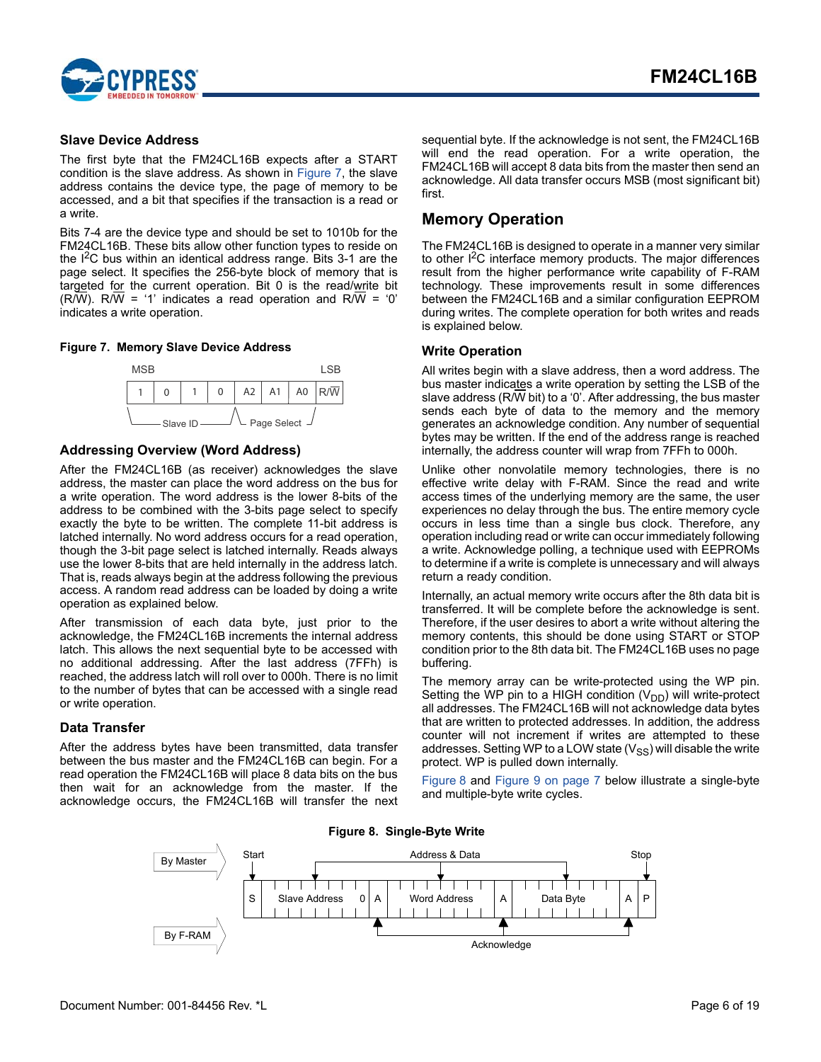## Slave Device Address

The first byte that the FM24CL16B expects after a START condition is the slave address. As shown in Figure 7, the slave address contains the device type, the page of memory to be accessed, and a bit that specifies if the transaction is a read or a write.

Bits 7-4 are the device type and should be set to 1010b for the FM24CL16B. These bits allow other function types to reside on the I[2]C bus within an identical address range. Bits 3-1 are the page select. It specifies the 256-byte block of memory that is targeted for the current operation. Bit 0 is the read/write bit (R/$\overline{W}$). R/$\overline{W}$ = '1' indicates a read operation and R/$\overline{W}$ = '0' indicates a write operation.

**Figure 7. Memory Slave Device Address**

MSB
LSB
1 0 1 0 A2 A1 A0 R/$\overline{W}$
Slave ID
Page Select

## Addressing Overview (Word Address)

After the FM24CL16B (as receiver) acknowledges the slave address, the master can place the word address on the bus for a write operation. The word address is the lower 8-bits of the address to be combined with the 3-bits page select to specify exactly the byte to be written. The complete 11-bit address is latched internally. No word address occurs for a read operation, though the 3-bit page select is latched internally. Reads always use the lower 8-bits that are held internally in the address latch. That is, reads always begin at the address following the previous access. A random read address can be loaded by doing a write operation as explained below.

After transmission of each data byte, just prior to the acknowledge, the FM24CL16B increments the internal address latch. This allows the next sequential byte to be accessed with no additional addressing. After the last address (7FFh) is reached, the address latch will roll over to 000h. There is no limit to the number of bytes that can be accessed with a single read or write operation.

## Data Transfer

After the address bytes have been transmitted, data transfer between the bus master and the FM24CL16B can begin. For a read operation the FM24CL16B will place 8 data bits on the bus then wait for an acknowledge from the master. If the acknowledge occurs, the FM24CL16B will transfer the next sequential byte. If the acknowledge is not sent, the FM24CL16B will end the read operation. For a write operation, the FM24CL16B will accept 8 data bits from the master then send an acknowledge. All data transfer occurs MSB (most significant bit) first.

# Memory Operation

The FM24CL16B is designed to operate in a manner very similar to other I[2]C interface memory products. The major differences result from the higher performance write capability of F-RAM technology. These improvements result in some differences between the FM24CL16B and a similar configuration EEPROM during writes. The complete operation for both writes and reads is explained below.

## Write Operation

All writes begin with a slave address, then a word address. The bus master indicates a write operation by setting the LSB of the slave address (R/$\overline{W}$ bit) to a '0'. After addressing, the bus master sends each byte of data to the memory and the memory generates an acknowledge condition. Any number of sequential bytes may be written. If the end of the address range is reached internally, the address counter will wrap from 7FFh to 000h.

Unlike other nonvolatile memory technologies, there is no effective write delay with F-RAM. Since the read and write access times of the underlying memory are the same, the user experiences no delay through the bus. The entire memory cycle occurs in less time than a single bus clock. Therefore, any operation including read or write can occur immediately following a write. Acknowledge polling, a technique used with EEPROMs to determine if a write is complete is unnecessary and will always return a ready condition.

Internally, an actual memory write occurs after the 8th data bit is transferred. It will be complete before the acknowledge is sent. Therefore, if the user desires to abort a write without altering the memory contents, this should be done using START or STOP condition prior to the 8th data bit. The FM24CL16B uses no page buffering.

The memory array can be write-protected using the WP pin. Setting the WP pin to a HIGH condition ($V_{DD}$) will write-protect all addresses. The FM24CL16B will not acknowledge data bytes that are written to protected addresses. In addition, the address counter will not increment if writes are attempted to these addresses. Setting WP to a LOW state ($V_{SS}$) will disable the write protect. WP is pulled down internally.

Figure 8 and Figure 9 on page 7 below illustrate a single-byte and multiple-byte write cycles.

**Figure 8. Single-Byte Write**

By Master
By F-RAM
Start
Address & Data
Stop
S Slave Address 0 A Word Address A Data Byte A P
Acknowledge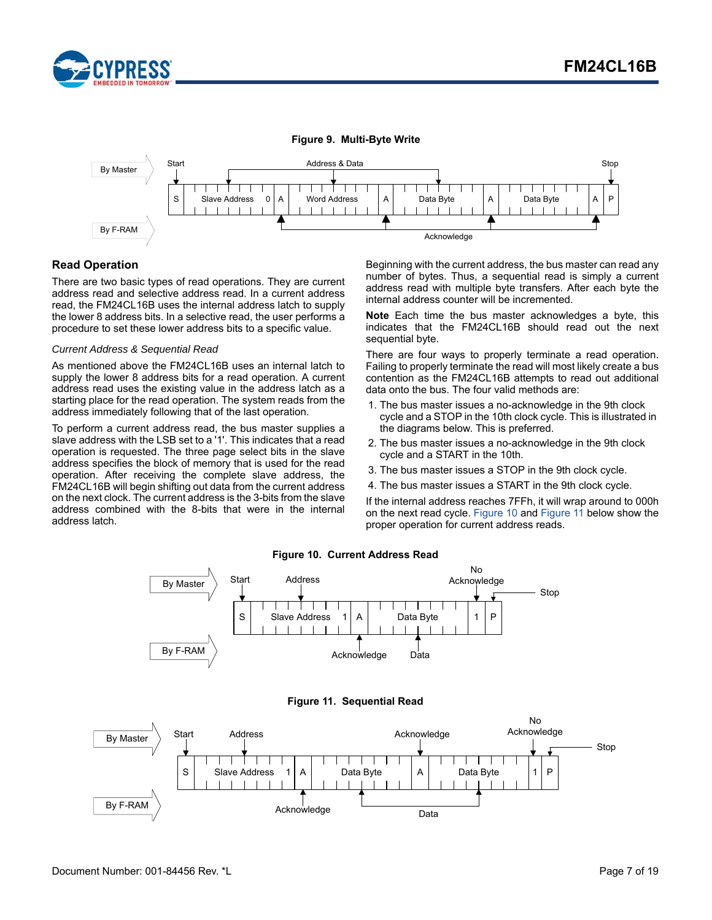**Figure 9. Multi-Byte Write**

By Master
Start
Address & Data
Stop
S
Slave Address
0
A
Word Address
A
Data Byte
A
Data Byte
A
P
By F-RAM
Acknowledge

## Read Operation

There are two basic types of read operations. They are current address read and selective address read. In a current address read, the FM24CL16B uses the internal address latch to supply the lower 8 address bits. In a selective read, the user performs a procedure to set these lower address bits to a specific value.

*Current Address & Sequential Read*

As mentioned above the FM24CL16B uses an internal latch to supply the lower 8 address bits for a read operation. A current address read uses the existing value in the address latch as a starting place for the read operation. The system reads from the address immediately following that of the last operation.

To perform a current address read, the bus master supplies a slave address with the LSB set to a '1'. This indicates that a read operation is requested. The three page select bits in the slave address specifies the block of memory that is used for the read operation. After receiving the complete slave address, the FM24CL16B will begin shifting out data from the current address on the next clock. The current address is the 3-bits from the slave address combined with the 8-bits that were in the internal address latch.

Beginning with the current address, the bus master can read any number of bytes. Thus, a sequential read is simply a current address read with multiple byte transfers. After each byte the internal address counter will be incremented.

**Note** Each time the bus master acknowledges a byte, this indicates that the FM24CL16B should read out the next sequential byte.

There are four ways to properly terminate a read operation. Failing to properly terminate the read will most likely create a bus contention as the FM24CL16B attempts to read out additional data onto the bus. The four valid methods are:

1. The bus master issues a no-acknowledge in the 9th clock cycle and a STOP in the 10th clock cycle. This is illustrated in the diagrams below. This is preferred.
2. The bus master issues a no-acknowledge in the 9th clock cycle and a START in the 10th.
3. The bus master issues a STOP in the 9th clock cycle.
4. The bus master issues a START in the 9th clock cycle.

If the internal address reaches 7FFh, it will wrap around to 000h on the next read cycle. Figure 10 and Figure 11 below show the proper operation for current address reads.

**Figure 10. Current Address Read**

By Master
Start
Address
No Acknowledge
Stop
S
Slave Address
1
A
Data Byte
1
P
By F-RAM
Acknowledge
Data

**Figure 11. Sequential Read**

By Master
Start
Address
Acknowledge
No Acknowledge
Stop
S
Slave Address
1
A
Data Byte
A
Data Byte
1
P
By F-RAM
Acknowledge
Data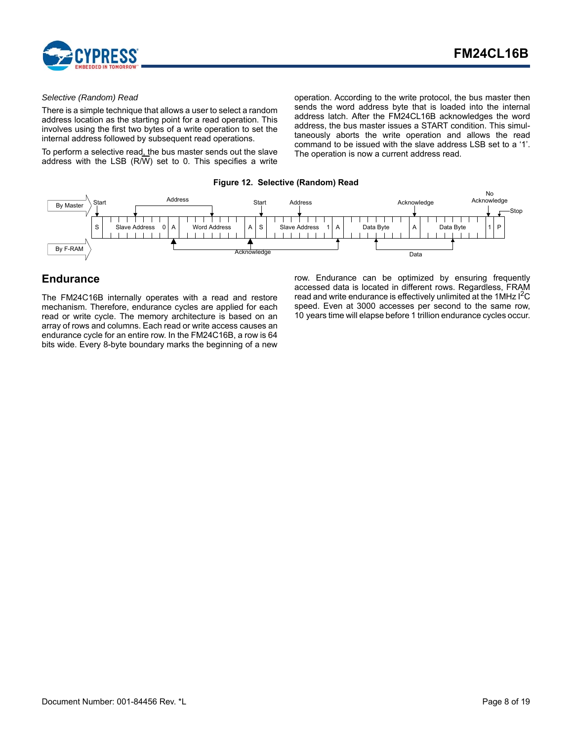*Selective (Random) Read*

There is a simple technique that allows a user to select a random address location as the starting point for a read operation. This involves using the first two bytes of a write operation to set the internal address followed by subsequent read operations.

To perform a selective read, the bus master sends out the slave address with the LSB (R/W) set to 0. This specifies a write operation. According to the write protocol, the bus master then sends the word address byte that is loaded into the internal address latch. After the FM24CL16B acknowledges the word address, the bus master issues a START condition. This simultaneously aborts the write operation and allows the read command to be issued with the slave address LSB set to a '1'. The operation is now a current address read.

**Figure 12. Selective (Random) Read**

By Master
Start
Address
Start
Address
Acknowledge
No Acknowledge
Stop
S | Slave Address | 0 | A | Word Address | A | S | Slave Address | 1 | A | Data Byte | A | Data Byte | 1 | P
By F-RAM
Acknowledge
Data

## Endurance

The FM24C16B internally operates with a read and restore mechanism. Therefore, endurance cycles are applied for each read or write cycle. The memory architecture is based on an array of rows and columns. Each read or write access causes an endurance cycle for an entire row. In the FM24C16B, a row is 64 bits wide. Every 8-byte boundary marks the beginning of a new row. Endurance can be optimized by ensuring frequently accessed data is located in different rows. Regardless, FRAM read and write endurance is effectively unlimited at the 1MHz $I^2C$ speed. Even at 3000 accesses per second to the same row, 10 years time will elapse before 1 trillion endurance cycles occur.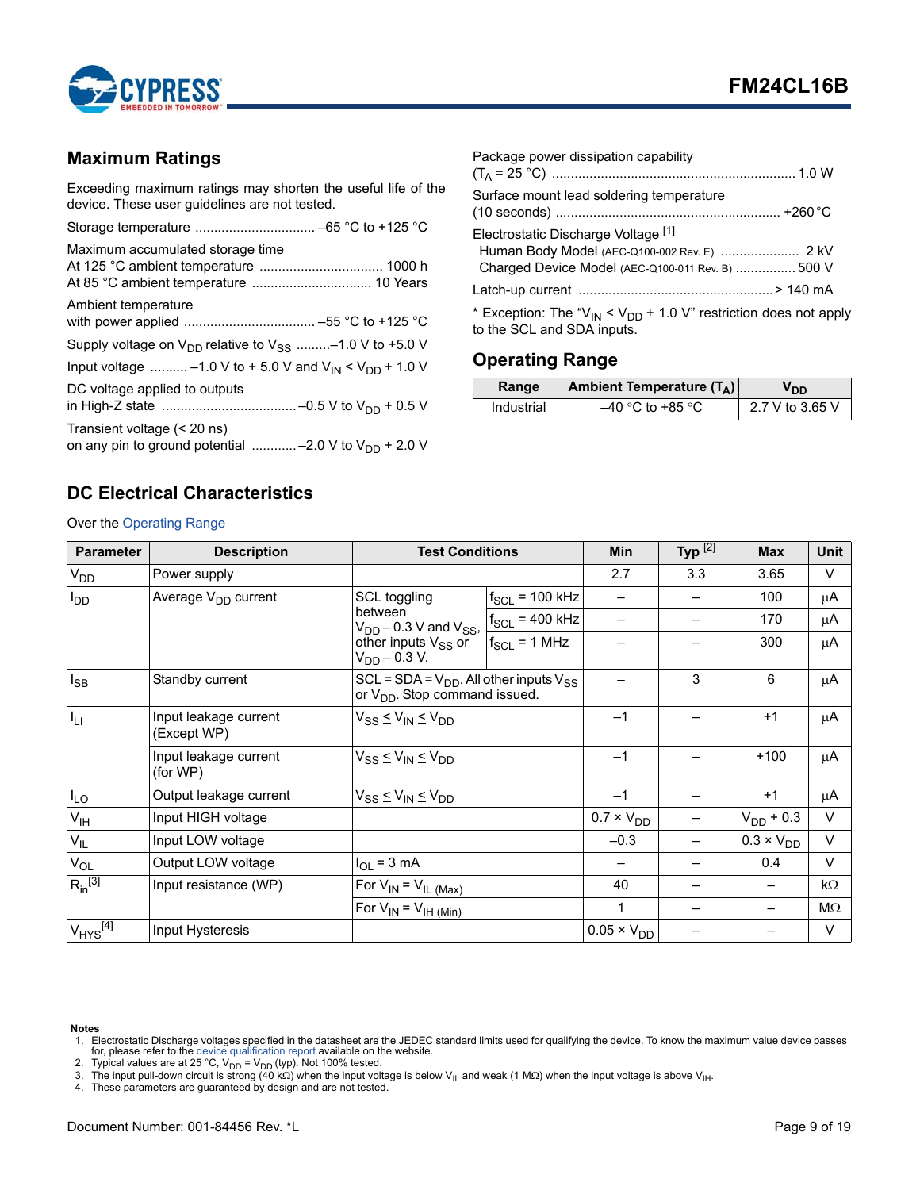## Maximum Ratings

Exceeding maximum ratings may shorten the useful life of the device. These user guidelines are not tested.

Storage temperature ................................ –65 °C to +125 °C

Maximum accumulated storage time
At 125 °C ambient temperature ................................ 1000 h
At 85 °C ambient temperature ................................ 10 Years

Ambient temperature
with power applied .................................. –55 °C to +125 °C

Supply voltage on $V_{DD}$ relative to $V_{SS}$ .........–1.0 V to +5.0 V

Input voltage ..........–1.0 V to + 5.0 V and $V_{IN} < V_{DD}$ + 1.0 V

DC voltage applied to outputs
in High-Z state ....................................–0.5 V to $V_{DD}$ + 0.5 V

Transient voltage (< 20 ns)
on any pin to ground potential ...........–2.0 V to $V_{DD}$ + 2.0 V

Package power dissipation capability
($T_A$ = 25 °C) ................................................................. 1.0 W

Surface mount lead soldering temperature
(10 seconds) ........................................................... +260 °C

Electrostatic Discharge Voltage [1]
Human Body Model (AEC-Q100-002 Rev. E) ..................... 2 kV
Charged Device Model (AEC-Q100-011 Rev. B) ................ 500 V

Latch-up current ................................................... > 140 mA

* Exception: The "$V_{IN} < V_{DD}$ + 1.0 V" restriction does not apply to the SCL and SDA inputs.

## Operating Range

| Range | Ambient Temperature ($T_A$) | $V_{DD}$ |
|---|---|---|
| Industrial | –40 °C to +85 °C | 2.7 V to 3.65 V |

## DC Electrical Characteristics

Over the Operating Range

| Parameter | Description | Test Conditions | | Min | Typ [2] | Max | Unit |
|---|---|---|---|---|---|---|---|
| $V_{DD}$ | Power supply | | | 2.7 | 3.3 | 3.65 | V |
| $I_{DD}$ | Average $V_{DD}$ current | SCL toggling between $V_{DD}$ – 0.3 V and $V_{SS}$, other inputs $V_{SS}$ or $V_{DD}$ – 0.3 V. | $f_{SCL}$ = 100 kHz | – | – | 100 | µA |
| | | | $f_{SCL}$ = 400 kHz | – | – | 170 | µA |
| | | | $f_{SCL}$ = 1 MHz | – | – | 300 | µA |
| $I_{SB}$ | Standby current | SCL = SDA = $V_{DD}$. All other inputs $V_{SS}$ or $V_{DD}$. Stop command issued. | | – | 3 | 6 | µA |
| $I_{LI}$ | Input leakage current (Except WP) | $V_{SS} \leq V_{IN} \leq V_{DD}$ | | –1 | – | +1 | µA |
| | Input leakage current (for WP) | $V_{SS} \leq V_{IN} \leq V_{DD}$ | | –1 | – | +100 | µA |
| $I_{LO}$ | Output leakage current | $V_{SS} \leq V_{IN} \leq V_{DD}$ | | –1 | – | +1 | µA |
| $V_{IH}$ | Input HIGH voltage | | | 0.7 × $V_{DD}$ | – | $V_{DD}$ + 0.3 | V |
| $V_{IL}$ | Input LOW voltage | | | –0.3 | – | 0.3 × $V_{DD}$ | V |
| $V_{OL}$ | Output LOW voltage | $I_{OL}$ = 3 mA | | – | – | 0.4 | V |
| $R_{in}$ [3] | Input resistance (WP) | For $V_{IN} = V_{IL\ (Max)}$ | | 40 | – | – | kΩ |
| | | For $V_{IN} = V_{IH\ (Min)}$ | | 1 | – | – | MΩ |
| $V_{HYS}$ [4] | Input Hysteresis | | | 0.05 × $V_{DD}$ | – | – | V |

**Notes**
1. Electrostatic Discharge voltages specified in the datasheet are the JEDEC standard limits used for qualifying the device. To know the maximum value device passes for, please refer to the device qualification report available on the website.
2. Typical values are at 25 °C, $V_{DD} = V_{DD}$ (typ). Not 100% tested.
3. The input pull-down circuit is strong (40 kΩ) when the input voltage is below $V_{IL}$ and weak (1 MΩ) when the input voltage is above $V_{IH}$.
4. These parameters are guaranteed by design and are not tested.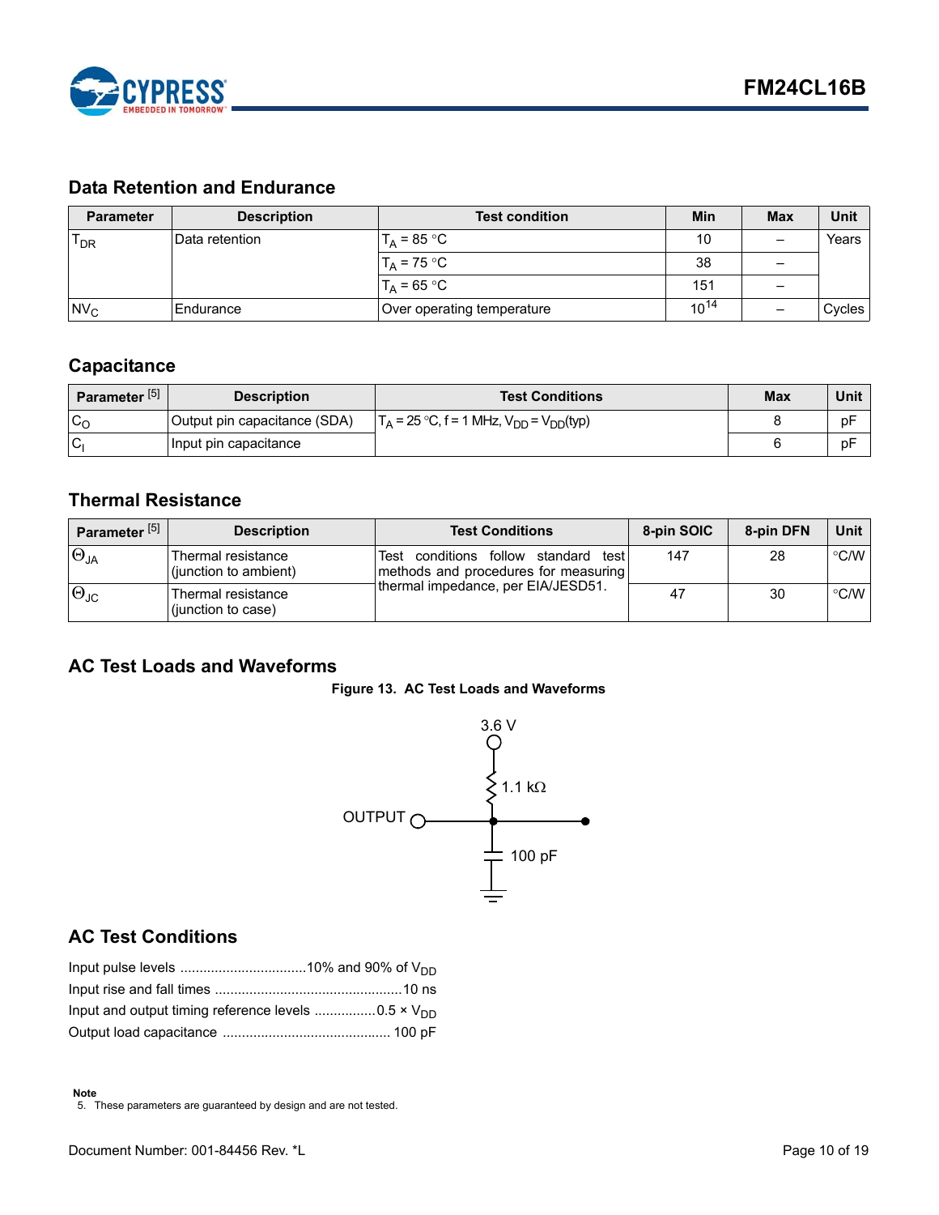## Data Retention and Endurance

| Parameter | Description | Test condition | Min | Max | Unit |
|---|---|---|---|---|---|
| $T_{DR}$ | Data retention | $T_A$ = 85 °C | 10 | – | Years |
| | | $T_A$ = 75 °C | 38 | – | |
| | | $T_A$ = 65 °C | 151 | – | |
| $NV_C$ | Endurance | Over operating temperature | $10^{14}$ | – | Cycles |

## Capacitance

| Parameter [5] | Description | Test Conditions | Max | Unit |
|---|---|---|---|---|
| $C_O$ | Output pin capacitance (SDA) | $T_A$ = 25 °C, f = 1 MHz, $V_{DD}$ = $V_{DD}$(typ) | 8 | pF |
| $C_I$ | Input pin capacitance | | 6 | pF |

## Thermal Resistance

| Parameter [5] | Description | Test Conditions | 8-pin SOIC | 8-pin DFN | Unit |
|---|---|---|---|---|---|
| $\Theta_{JA}$ | Thermal resistance (junction to ambient) | Test conditions follow standard test methods and procedures for measuring thermal impedance, per EIA/JESD51. | 147 | 28 | °C/W |
| $\Theta_{JC}$ | Thermal resistance (junction to case) | | 47 | 30 | °C/W |

## AC Test Loads and Waveforms

**Figure 13. AC Test Loads and Waveforms**

3.6 V

1.1 kΩ

OUTPUT

100 pF

## AC Test Conditions

Input pulse levels ................................10% and 90% of $V_{DD}$

Input rise and fall times ................................................10 ns

Input and output timing reference levels ................0.5 × $V_{DD}$

Output load capacitance ........................................... 100 pF

**Note**

5. These parameters are guaranteed by design and are not tested.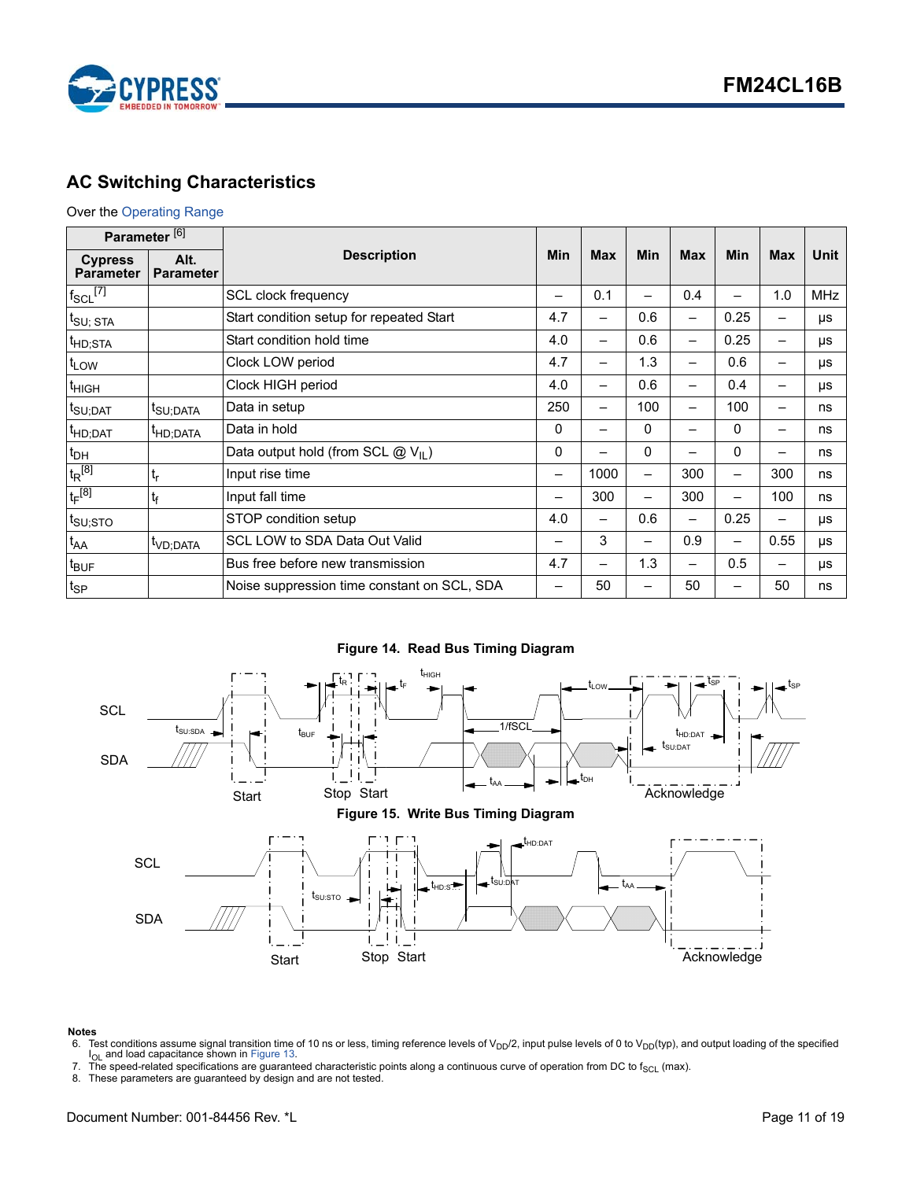## AC Switching Characteristics

Over the Operating Range

| Parameter [6] | | Description | Min | Max | Min | Max | Min | Max | Unit |
|---|---|---|---|---|---|---|---|---|---|
| Cypress Parameter | Alt. Parameter | | | | | | | | |
| $f_{SCL}$ [7] | | SCL clock frequency | – | 0.1 | – | 0.4 | – | 1.0 | MHz |
| $t_{SU;\,STA}$ | | Start condition setup for repeated Start | 4.7 | – | 0.6 | – | 0.25 | – | μs |
| $t_{HD;STA}$ | | Start condition hold time | 4.0 | – | 0.6 | – | 0.25 | – | μs |
| $t_{LOW}$ | | Clock LOW period | 4.7 | – | 1.3 | – | 0.6 | – | μs |
| $t_{HIGH}$ | | Clock HIGH period | 4.0 | – | 0.6 | – | 0.4 | – | μs |
| $t_{SU;DAT}$ | $t_{SU;DATA}$ | Data in setup | 250 | – | 100 | – | 100 | – | ns |
| $t_{HD;DAT}$ | $t_{HD;DATA}$ | Data in hold | 0 | – | 0 | – | 0 | – | ns |
| $t_{DH}$ | | Data output hold (from SCL @ $V_{IL}$) | 0 | – | 0 | – | 0 | – | ns |
| $t_R$ [8] | $t_r$ | Input rise time | – | 1000 | – | 300 | – | 300 | ns |
| $t_F$ [8] | $t_f$ | Input fall time | – | 300 | – | 300 | – | 100 | ns |
| $t_{SU;STO}$ | | STOP condition setup | 4.0 | – | 0.6 | – | 0.25 | – | μs |
| $t_{AA}$ | $t_{VD;DATA}$ | SCL LOW to SDA Data Out Valid | – | 3 | – | 0.9 | – | 0.55 | μs |
| $t_{BUF}$ | | Bus free before new transmission | 4.7 | – | 1.3 | – | 0.5 | – | μs |
| $t_{SP}$ | | Noise suppression time constant on SCL, SDA | – | 50 | – | 50 | – | 50 | ns |

**Figure 14. Read Bus Timing Diagram**

SCL
SDA
$t_{SU:SDA}$ $t_{BUF}$ $t_R$ $t_F$ $t_{HIGH}$ $t_{LOW}$ $t_{SP}$ $t_{SP}$ 1/fSCL $t_{HD:DAT}$ $t_{SU:DAT}$ $t_{AA}$ $t_{DH}$
Start Stop Start Acknowledge

**Figure 15. Write Bus Timing Diagram**

SCL
SDA
$t_{SU:STO}$ $t_{HD:STA}$ $t_{SU:DAT}$ $t_{HD:DAT}$ $t_{AA}$
Start Stop Start Acknowledge

**Notes**

6. Test conditions assume signal transition time of 10 ns or less, timing reference levels of $V_{DD}/2$, input pulse levels of 0 to $V_{DD}$(typ), and output loading of the specified $I_{OL}$ and load capacitance shown in Figure 13.
7. The speed-related specifications are guaranteed characteristic points along a continuous curve of operation from DC to $f_{SCL}$ (max).
8. These parameters are guaranteed by design and are not tested.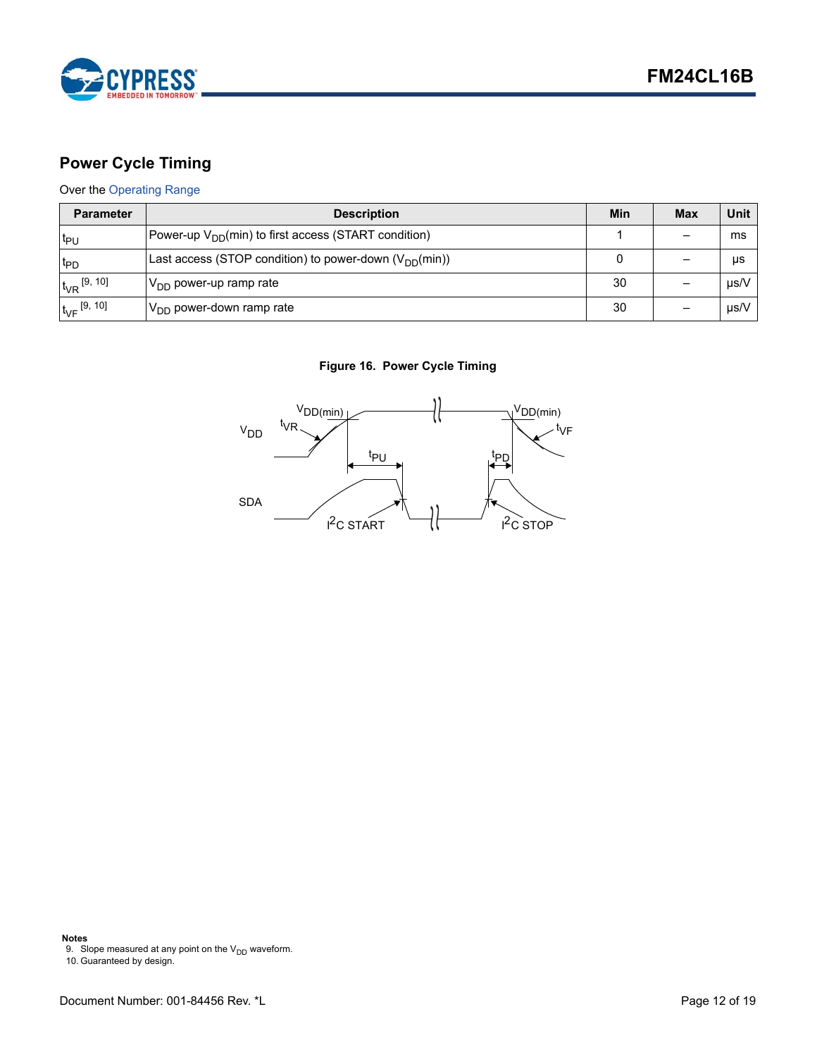## Power Cycle Timing

Over the Operating Range

| Parameter | Description | Min | Max | Unit |
|---|---|---|---|---|
| $t_{PU}$ | Power-up $V_{DD}$(min) to first access (START condition) | 1 | – | ms |
| $t_{PD}$ | Last access (STOP condition) to power-down ($V_{DD}$(min)) | 0 | – | µs |
| $t_{VR}$ [9, 10] | $V_{DD}$ power-up ramp rate | 30 | – | µs/V |
| $t_{VF}$ [9, 10] | $V_{DD}$ power-down ramp rate | 30 | – | µs/V |

**Figure 16. Power Cycle Timing**

$V_{DD}$(min)
$t_{VR}$
$V_{DD}$
$t_{PU}$
$t_{PD}$
$V_{DD}$(min)
$t_{VF}$
SDA
$I^2C$ START
$I^2C$ STOP

**Notes**

9. Slope measured at any point on the $V_{DD}$ waveform.
10. Guaranteed by design.

Document Number: 001-84456 Rev. *L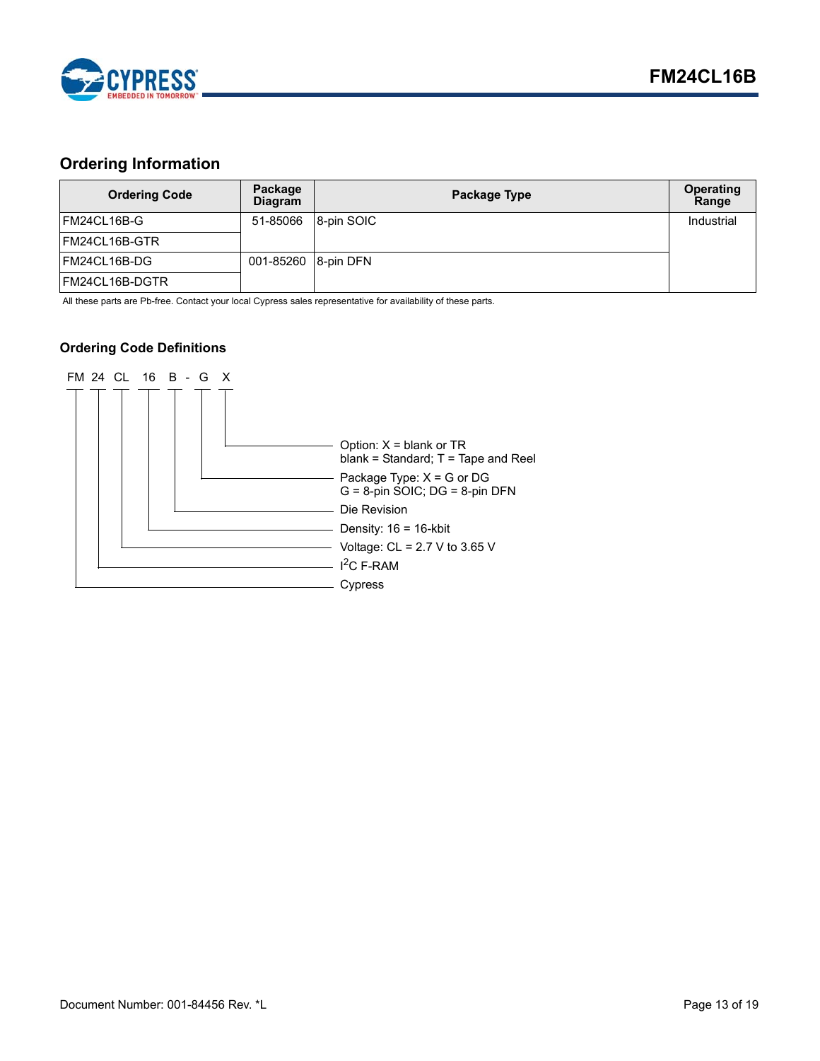## Ordering Information

| Ordering Code | Package Diagram | Package Type | Operating Range |
|---|---|---|---|
| FM24CL16B-G | 51-85066 | 8-pin SOIC | Industrial |
| FM24CL16B-GTR | | | |
| FM24CL16B-DG | 001-85260 | 8-pin DFN | |
| FM24CL16B-DGTR | | | |

All these parts are Pb-free. Contact your local Cypress sales representative for availability of these parts.

### Ordering Code Definitions

FM 24 CL 16 B - G X

- Option: X = blank or TR
  blank = Standard; T = Tape and Reel
- Package Type: X = G or DG
  G = 8-pin SOIC; DG = 8-pin DFN
- Die Revision
- Density: 16 = 16-kbit
- Voltage: CL = 2.7 V to 3.65 V
- $I^2C$ F-RAM
- Cypress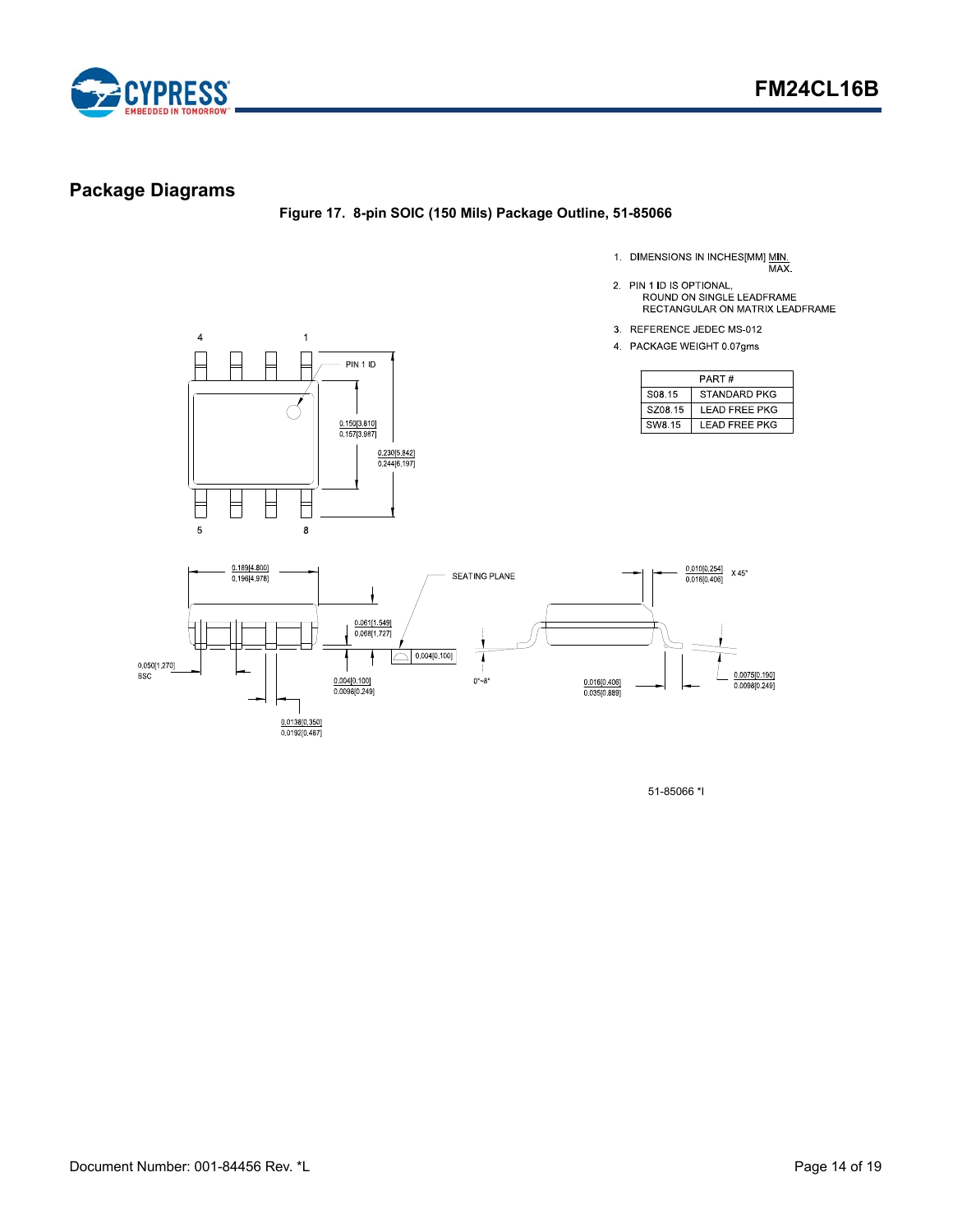## Package Diagrams

**Figure 17. 8-pin SOIC (150 Mils) Package Outline, 51-85066**

1. DIMENSIONS IN INCHES[MM] MIN. MAX.
2. PIN 1 ID IS OPTIONAL, ROUND ON SINGLE LEADFRAME RECTANGULAR ON MATRIX LEADFRAME
3. REFERENCE JEDEC MS-012
4. PACKAGE WEIGHT 0.07gms

| PART # | |
|---|---|
| S08.15 | STANDARD PKG |
| SZ08.15 | LEAD FREE PKG |
| SW8.15 | LEAD FREE PKG |

4
1
PIN 1 ID
0.150[3.810]
0.157[3.987]
0.230[5.842]
0.244[6.197]
5
8

0.189[4.800]
0.196[4.978]
SEATING PLANE
0.010[0.254]
0.016[0.406]
X 45°
0.061[1.549]
0.068[1.727]
0.004[0.100]
0.050[1.270] BSC
0.004[0.100]
0.0098[0.249]
0°~8°
0.016[0.406]
0.035[0.889]
0.0075[0.190]
0.0098[0.249]
0.0138[0.350]
0.0192[0.487]

51-85066 *I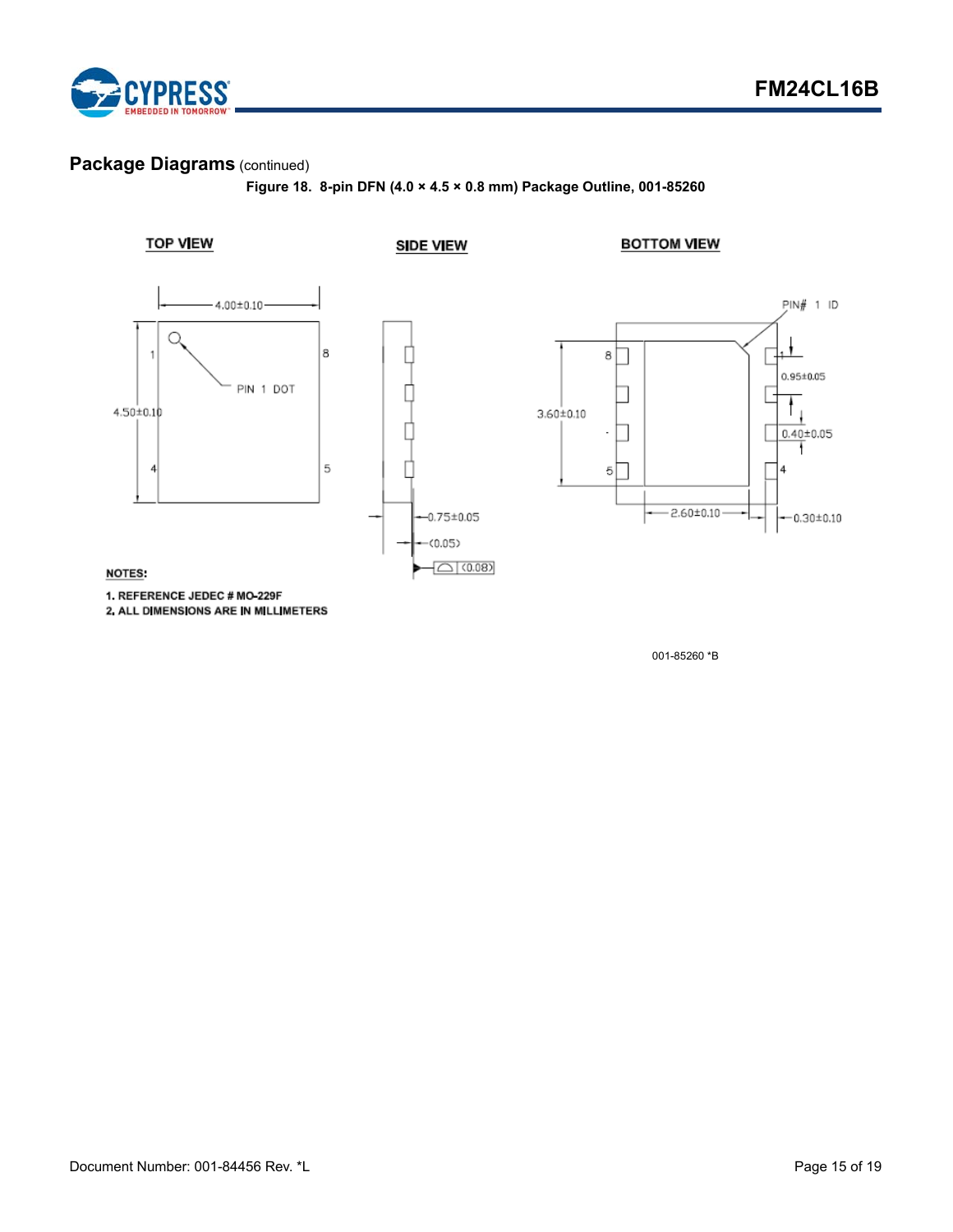## Package Diagrams (continued)

**Figure 18. 8-pin DFN (4.0 × 4.5 × 0.8 mm) Package Outline, 001-85260**

TOP VIEW

SIDE VIEW

BOTTOM VIEW

4.00±0.10

4.50±0.10

PIN 1 DOT

1

4

8

5

0.75±0.05

(0.05)

(0.08)

PIN# 1 ID

3.60±0.10

0.95±0.05

0.40±0.05

2.60±0.10

0.30±0.10

8

5

1

4

**NOTES:**

1. REFERENCE JEDEC # MO-229F
2. ALL DIMENSIONS ARE IN MILLIMETERS

001-85260 *B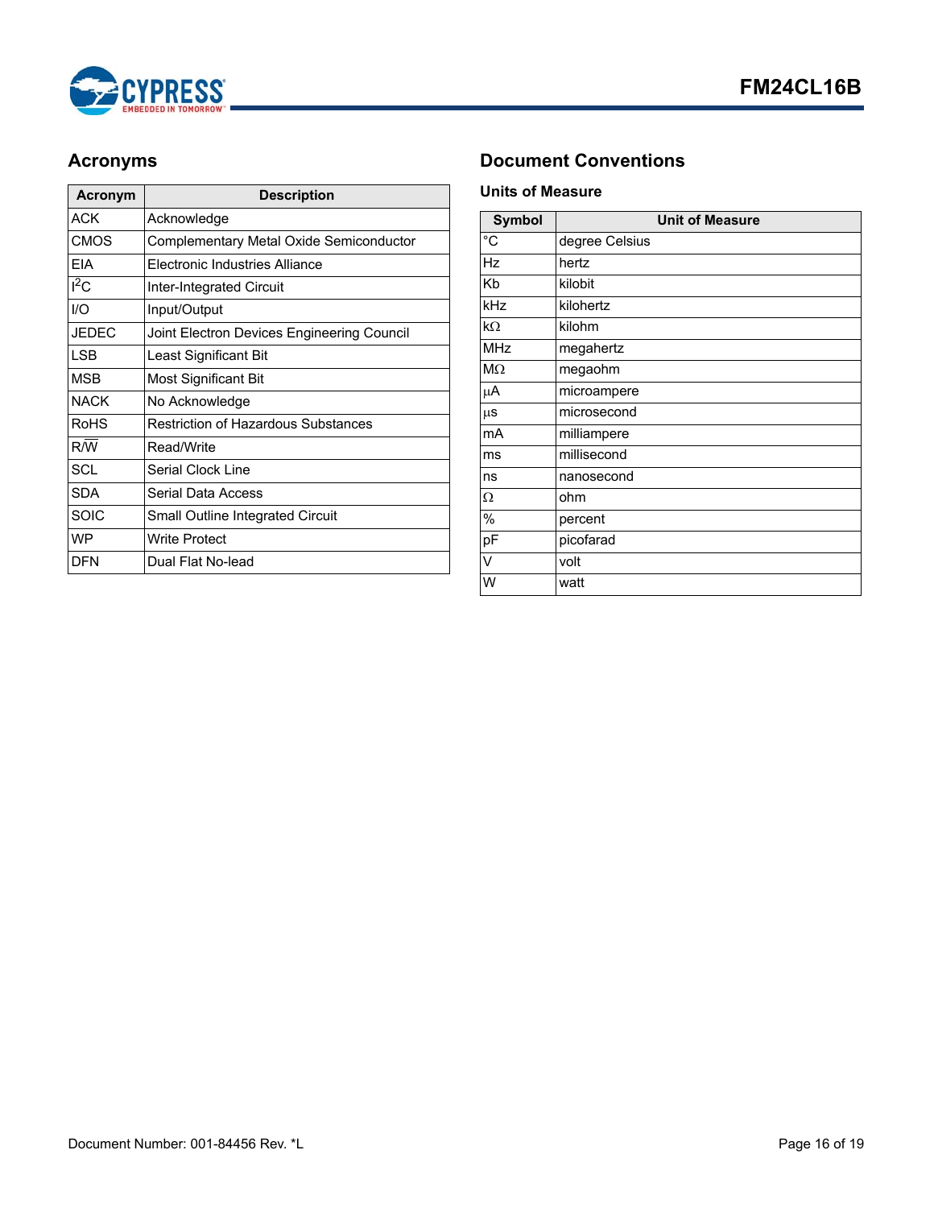## Acronyms

| Acronym | Description |
|---|---|
| ACK | Acknowledge |
| CMOS | Complementary Metal Oxide Semiconductor |
| EIA | Electronic Industries Alliance |
| $I^2C$ | Inter-Integrated Circuit |
| I/O | Input/Output |
| JEDEC | Joint Electron Devices Engineering Council |
| LSB | Least Significant Bit |
| MSB | Most Significant Bit |
| NACK | No Acknowledge |
| RoHS | Restriction of Hazardous Substances |
| $R/\overline{W}$ | Read/Write |
| SCL | Serial Clock Line |
| SDA | Serial Data Access |
| SOIC | Small Outline Integrated Circuit |
| WP | Write Protect |
| DFN | Dual Flat No-lead |

## Document Conventions

### Units of Measure

| Symbol | Unit of Measure |
|---|---|
| °C | degree Celsius |
| Hz | hertz |
| Kb | kilobit |
| kHz | kilohertz |
| kΩ | kilohm |
| MHz | megahertz |
| MΩ | megaohm |
| µA | microampere |
| µs | microsecond |
| mA | milliampere |
| ms | millisecond |
| ns | nanosecond |
| Ω | ohm |
| % | percent |
| pF | picofarad |
| V | volt |
| W | watt |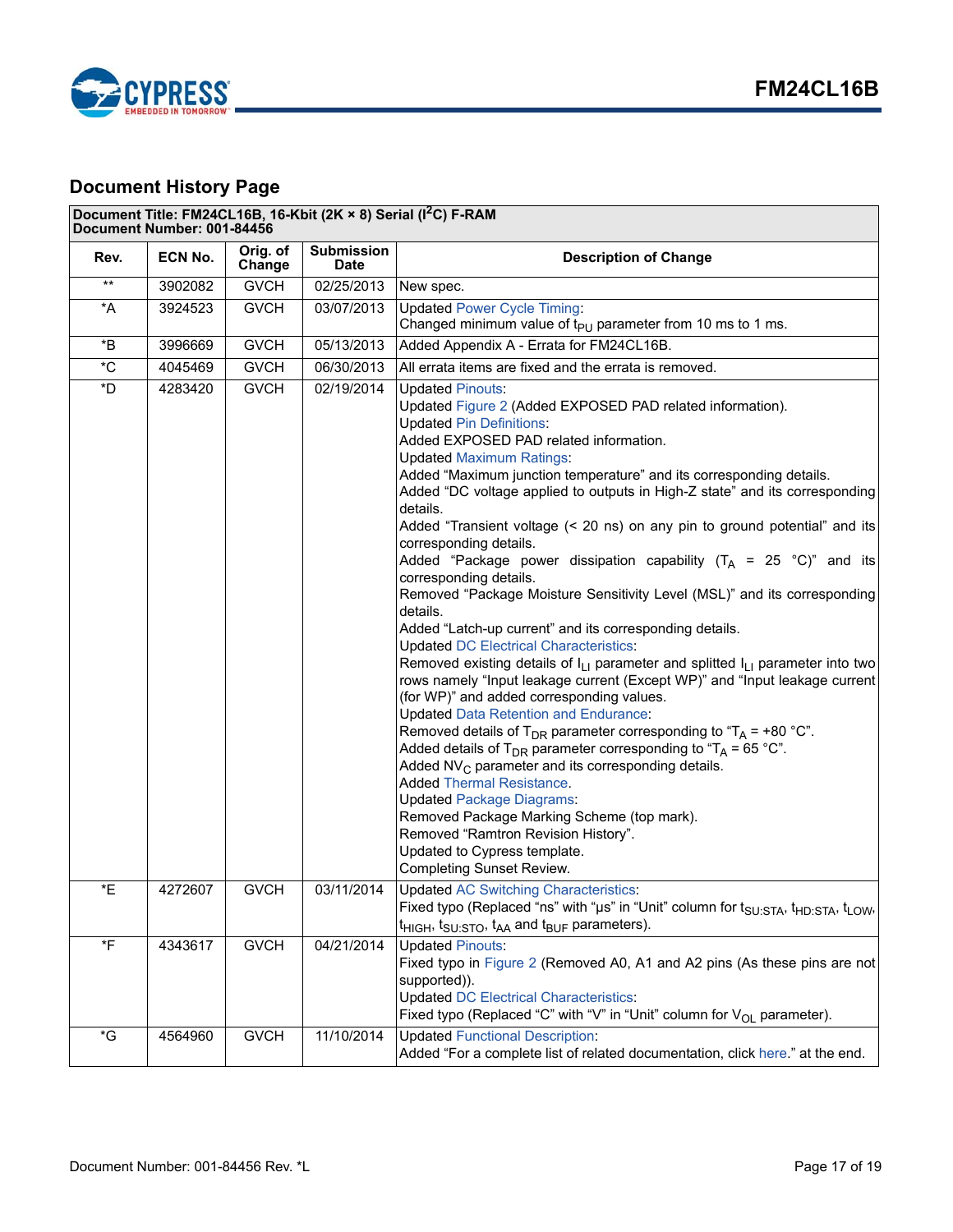## Document History Page

| Document Title: FM24CL16B, 16-Kbit (2K × 8) Serial ($I^2C$) F-RAM<br>Document Number: 001-84456 | | | | |
|---|---|---|---|---|
| **Rev.** | **ECN No.** | **Orig. of Change** | **Submission Date** | **Description of Change** |
| ** | 3902082 | GVCH | 02/25/2013 | New spec. |
| *A | 3924523 | GVCH | 03/07/2013 | Updated Power Cycle Timing:<br>Changed minimum value of $t_{PU}$ parameter from 10 ms to 1 ms. |
| *B | 3996669 | GVCH | 05/13/2013 | Added Appendix A - Errata for FM24CL16B. |
| *C | 4045469 | GVCH | 06/30/2013 | All errata items are fixed and the errata is removed. |
| *D | 4283420 | GVCH | 02/19/2014 | Updated Pinouts:<br>Updated Figure 2 (Added EXPOSED PAD related information).<br>Updated Pin Definitions:<br>Added EXPOSED PAD related information.<br>Updated Maximum Ratings:<br>Added "Maximum junction temperature" and its corresponding details.<br>Added "DC voltage applied to outputs in High-Z state" and its corresponding details.<br>Added "Transient voltage (< 20 ns) on any pin to ground potential" and its corresponding details.<br>Added "Package power dissipation capability ($T_A$ = 25 °C)" and its corresponding details.<br>Removed "Package Moisture Sensitivity Level (MSL)" and its corresponding details.<br>Added "Latch-up current" and its corresponding details.<br>Updated DC Electrical Characteristics:<br>Removed existing details of $I_{LI}$ parameter and splitted $I_{LI}$ parameter into two rows namely "Input leakage current (Except WP)" and "Input leakage current (for WP)" and added corresponding values.<br>Updated Data Retention and Endurance:<br>Removed details of $T_{DR}$ parameter corresponding to "$T_A$ = +80 °C".<br>Added details of $T_{DR}$ parameter corresponding to "$T_A$ = 65 °C".<br>Added $NV_C$ parameter and its corresponding details.<br>Added Thermal Resistance.<br>Updated Package Diagrams:<br>Removed Package Marking Scheme (top mark).<br>Removed "Ramtron Revision History".<br>Updated to Cypress template.<br>Completing Sunset Review. |
| *E | 4272607 | GVCH | 03/11/2014 | Updated AC Switching Characteristics:<br>Fixed typo (Replaced "ns" with "µs" in "Unit" column for $t_{SU:STA}$, $t_{HD:STA}$, $t_{LOW}$, $t_{HIGH}$, $t_{SU:STO}$, $t_{AA}$ and $t_{BUF}$ parameters). |
| *F | 4343617 | GVCH | 04/21/2014 | Updated Pinouts:<br>Fixed typo in Figure 2 (Removed A0, A1 and A2 pins (As these pins are not supported)).<br>Updated DC Electrical Characteristics:<br>Fixed typo (Replaced "C" with "V" in "Unit" column for $V_{OL}$ parameter). |
| *G | 4564960 | GVCH | 11/10/2014 | Updated Functional Description:<br>Added "For a complete list of related documentation, click here." at the end. |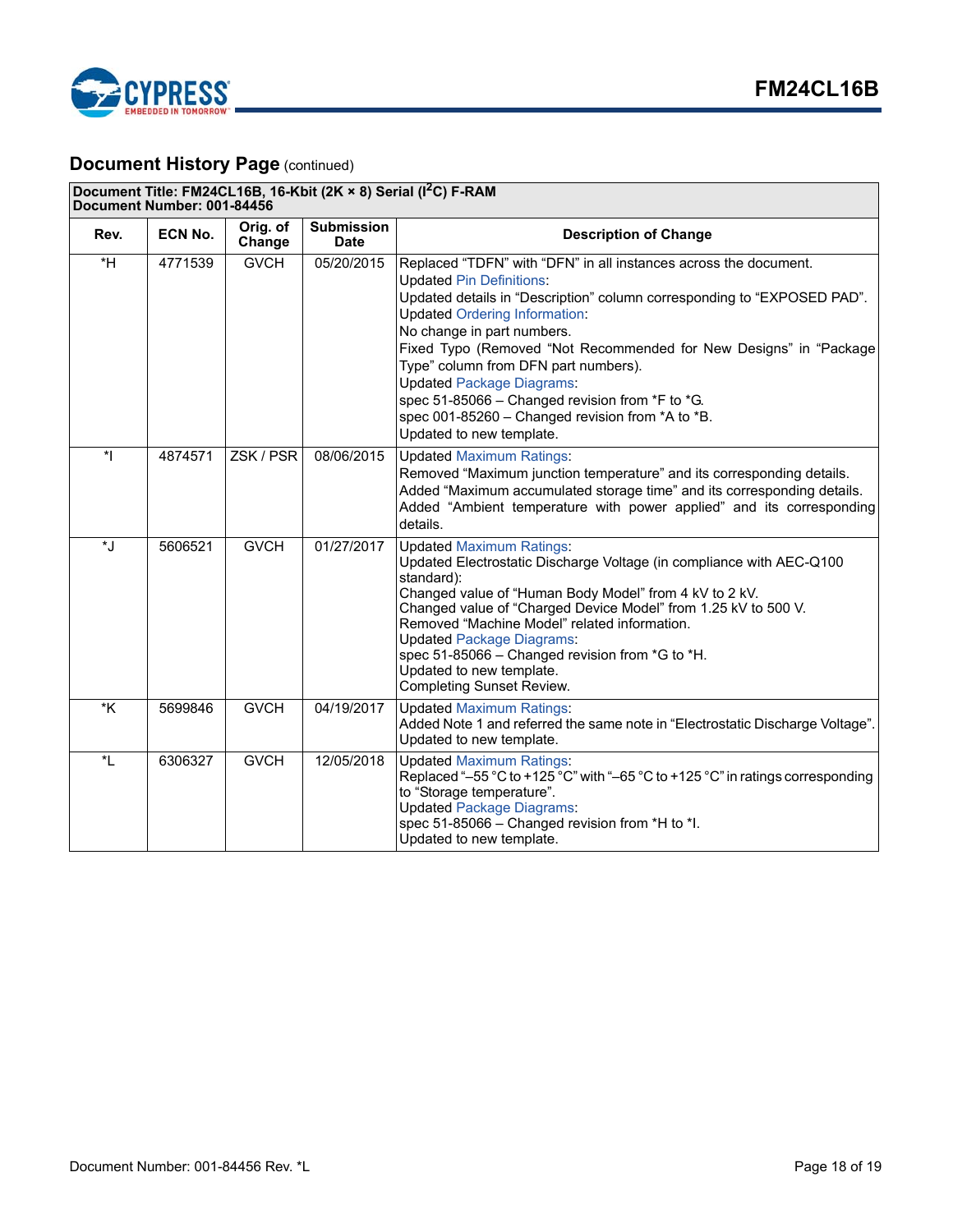## Document History Page (continued)

| Document Title: FM24CL16B, 16-Kbit (2K × 8) Serial (I2C) F-RAM<br>Document Number: 001-84456 | | | | |
|---|---|---|---|---|
| **Rev.** | **ECN No.** | **Orig. of Change** | **Submission Date** | **Description of Change** |
| *H | 4771539 | GVCH | 05/20/2015 | Replaced “TDFN” with “DFN” in all instances across the document.<br>Updated Pin Definitions:<br>Updated details in “Description” column corresponding to “EXPOSED PAD”.<br>Updated Ordering Information:<br>No change in part numbers.<br>Fixed Typo (Removed “Not Recommended for New Designs” in “Package Type” column from DFN part numbers).<br>Updated Package Diagrams:<br>spec 51-85066 – Changed revision from *F to *G.<br>spec 001-85260 – Changed revision from *A to *B.<br>Updated to new template. |
| *I | 4874571 | ZSK / PSR | 08/06/2015 | Updated Maximum Ratings:<br>Removed “Maximum junction temperature” and its corresponding details.<br>Added “Maximum accumulated storage time” and its corresponding details.<br>Added “Ambient temperature with power applied” and its corresponding details. |
| *J | 5606521 | GVCH | 01/27/2017 | Updated Maximum Ratings:<br>Updated Electrostatic Discharge Voltage (in compliance with AEC-Q100 standard):<br>Changed value of “Human Body Model” from 4 kV to 2 kV.<br>Changed value of “Charged Device Model” from 1.25 kV to 500 V.<br>Removed “Machine Model” related information.<br>Updated Package Diagrams:<br>spec 51-85066 – Changed revision from *G to *H.<br>Updated to new template.<br>Completing Sunset Review. |
| *K | 5699846 | GVCH | 04/19/2017 | Updated Maximum Ratings:<br>Added Note 1 and referred the same note in “Electrostatic Discharge Voltage”.<br>Updated to new template. |
| *L | 6306327 | GVCH | 12/05/2018 | Updated Maximum Ratings:<br>Replaced “–55 °C to +125 °C” with “–65 °C to +125 °C” in ratings corresponding to “Storage temperature”.<br>Updated Package Diagrams:<br>spec 51-85066 – Changed revision from *H to *I.<br>Updated to new template. |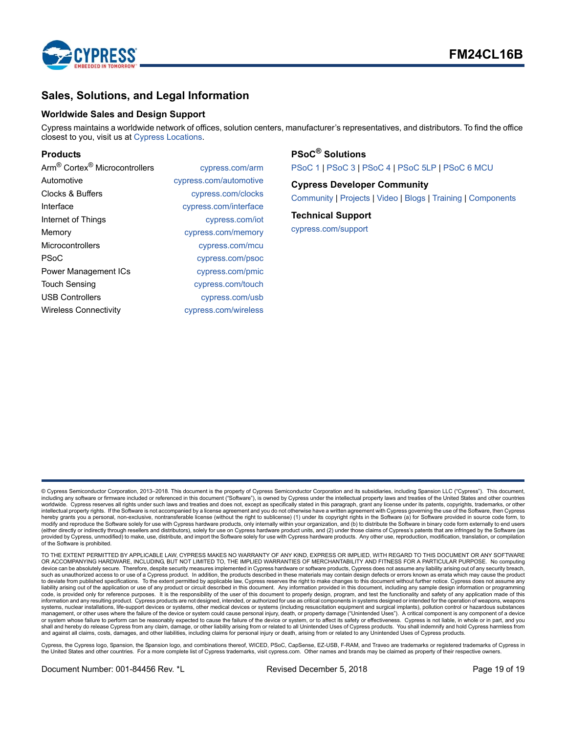## Sales, Solutions, and Legal Information

### Worldwide Sales and Design Support

Cypress maintains a worldwide network of offices, solution centers, manufacturer's representatives, and distributors. To find the office closest to you, visit us at Cypress Locations.

### Products

| | |
|---|---|
| Arm® Cortex® Microcontrollers | cypress.com/arm |
| Automotive | cypress.com/automotive |
| Clocks & Buffers | cypress.com/clocks |
| Interface | cypress.com/interface |
| Internet of Things | cypress.com/iot |
| Memory | cypress.com/memory |
| Microcontrollers | cypress.com/mcu |
| PSoC | cypress.com/psoc |
| Power Management ICs | cypress.com/pmic |
| Touch Sensing | cypress.com/touch |
| USB Controllers | cypress.com/usb |
| Wireless Connectivity | cypress.com/wireless |

### PSoC® Solutions

PSoC 1 | PSoC 3 | PSoC 4 | PSoC 5LP | PSoC 6 MCU

### Cypress Developer Community

Community | Projects | Video | Blogs | Training | Components

### Technical Support

cypress.com/support

© Cypress Semiconductor Corporation, 2013–2018. This document is the property of Cypress Semiconductor Corporation and its subsidiaries, including Spansion LLC ("Cypress"). This document, including any software or firmware included or referenced in this document ("Software"), is owned by Cypress under the intellectual property laws and treaties of the United States and other countries worldwide. Cypress reserves all rights under such laws and treaties and does not, except as specifically stated in this paragraph, grant any license under its patents, copyrights, trademarks, or other intellectual property rights. If the Software is not accompanied by a license agreement and you do not otherwise have a written agreement with Cypress governing the use of the Software, then Cypress hereby grants you a personal, non-exclusive, nontransferable license (without the right to sublicense) (1) under its copyright rights in the Software (a) for Software provided in source code form, to modify and reproduce the Software solely for use with Cypress hardware products, only internally within your organization, and (b) to distribute the Software in binary code form externally to end users (either directly or indirectly through resellers and distributors), solely for use on Cypress hardware product units, and (2) under those claims of Cypress's patents that are infringed by the Software (as provided by Cypress, unmodified) to make, use, distribute, and import the Software solely for use with Cypress hardware products. Any other use, reproduction, modification, translation, or compilation of the Software is prohibited.

TO THE EXTENT PERMITTED BY APPLICABLE LAW, CYPRESS MAKES NO WARRANTY OF ANY KIND, EXPRESS OR IMPLIED, WITH REGARD TO THIS DOCUMENT OR ANY SOFTWARE OR ACCOMPANYING HARDWARE, INCLUDING, BUT NOT LIMITED TO, THE IMPLIED WARRANTIES OF MERCHANTABILITY AND FITNESS FOR A PARTICULAR PURPOSE. No computing device can be absolutely secure. Therefore, despite security measures implemented in Cypress hardware or software products, Cypress does not assume any liability arising out of any security breach, such as unauthorized access to or use of a Cypress product. In addition, the products described in these materials may contain design defects or errors known as errata which may cause the product to deviate from published specifications. To the extent permitted by applicable law, Cypress reserves the right to make changes to this document without further notice. Cypress does not assume any liability arising out of the application or use of any product or circuit described in this document. Any information provided in this document, including any sample design information or programming code, is provided only for reference purposes. It is the responsibility of the user of this document to properly design, program, and test the functionality and safety of any application made of this information and any resulting product. Cypress products are not designed, intended, or authorized for use as critical components in systems designed or intended for the operation of weapons, weapons systems, nuclear installations, life-support devices or systems, other medical devices or systems (including resuscitation equipment and surgical implants), pollution control or hazardous substances management, or other uses where the failure of the device or system could cause personal injury, death, or property damage ("Unintended Uses"). A critical component is any component of a device or system whose failure to perform can be reasonably expected to cause the failure of the device or system, or to affect its safety or effectiveness. Cypress is not liable, in whole or in part, and you shall and hereby do release Cypress from any claim, damage, or other liability arising from or related to all Unintended Uses of Cypress products. You shall indemnify and hold Cypress harmless from and against all claims, costs, damages, and other liabilities, including claims for personal injury or death, arising from or related to any Unintended Uses of Cypress products.

Cypress, the Cypress logo, Spansion, the Spansion logo, and combinations thereof, WICED, PSoC, CapSense, EZ-USB, F-RAM, and Traveo are trademarks or registered trademarks of Cypress in the United States and other countries. For a more complete list of Cypress trademarks, visit cypress.com. Other names and brands may be claimed as property of their respective owners.

Document Number: 001-84456 Rev. *L Revised December 5, 2018